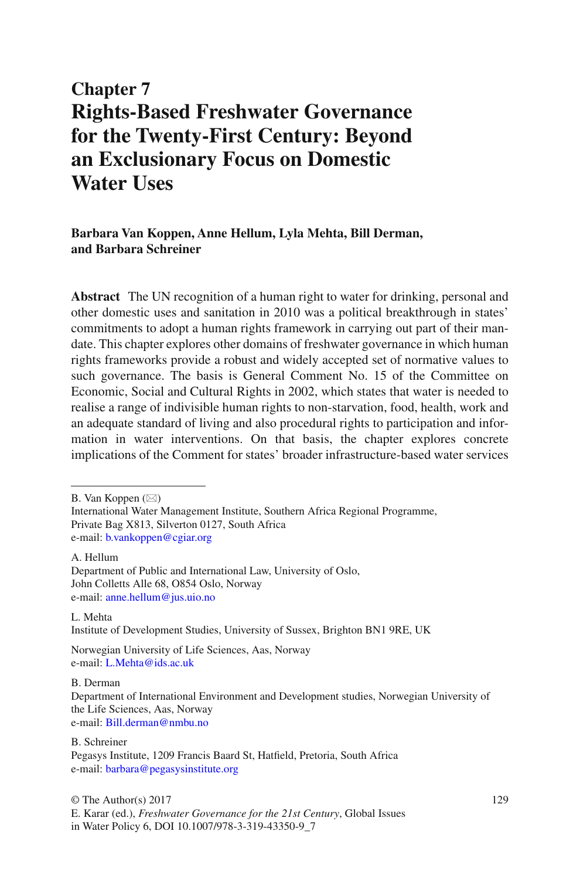# Chapter 7
# Rights-Based Freshwater Governance for the Twenty-First Century: Beyond an Exclusionary Focus on Domestic Water Uses

**Barbara Van Koppen, Anne Hellum, Lyla Mehta, Bill Derman, and Barbara Schreiner**

**Abstract** The UN recognition of a human right to water for drinking, personal and other domestic uses and sanitation in 2010 was a political breakthrough in states' commitments to adopt a human rights framework in carrying out part of their mandate. This chapter explores other domains of freshwater governance in which human rights frameworks provide a robust and widely accepted set of normative values to such governance. The basis is General Comment No. 15 of the Committee on Economic, Social and Cultural Rights in 2002, which states that water is needed to realise a range of indivisible human rights to non-starvation, food, health, work and an adequate standard of living and also procedural rights to participation and information in water interventions. On that basis, the chapter explores concrete implications of the Comment for states' broader infrastructure-based water services

---

B. Van Koppen (✉)
International Water Management Institute, Southern Africa Regional Programme, Private Bag X813, Silverton 0127, South Africa
e-mail: b.vankoppen@cgiar.org

A. Hellum
Department of Public and International Law, University of Oslo, John Colletts Alle 68, 0854 Oslo, Norway
e-mail: anne.hellum@jus.uio.no

L. Mehta
Institute of Development Studies, University of Sussex, Brighton BN1 9RE, UK

Norwegian University of Life Sciences, Aas, Norway
e-mail: L.Mehta@ids.ac.uk

B. Derman
Department of International Environment and Development studies, Norwegian University of the Life Sciences, Aas, Norway
e-mail: Bill.derman@nmbu.no

B. Schreiner
Pegasys Institute, 1209 Francis Baard St, Hatfield, Pretoria, South Africa
e-mail: barbara@pegasysinstitute.org

© The Author(s) 2017
E. Karar (ed.), *Freshwater Governance for the 21st Century*, Global Issues in Water Policy 6, DOI 10.1007/978-3-319-43350-9_7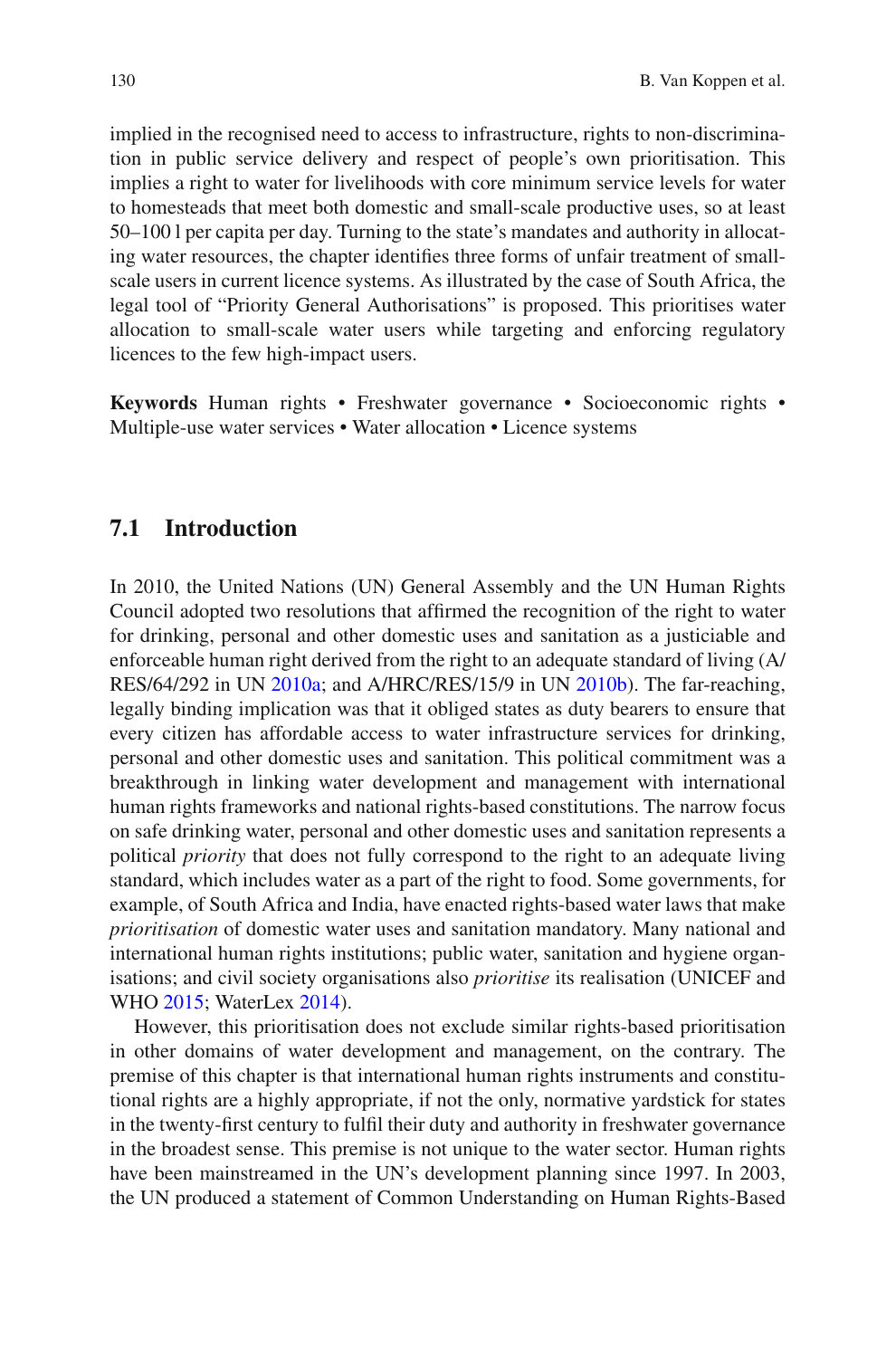implied in the recognised need to access to infrastructure, rights to non-discrimination in public service delivery and respect of people's own prioritisation. This implies a right to water for livelihoods with core minimum service levels for water to homesteads that meet both domestic and small-scale productive uses, so at least 50–100 l per capita per day. Turning to the state's mandates and authority in allocating water resources, the chapter identifies three forms of unfair treatment of small-scale users in current licence systems. As illustrated by the case of South Africa, the legal tool of "Priority General Authorisations" is proposed. This prioritises water allocation to small-scale water users while targeting and enforcing regulatory licences to the few high-impact users.

**Keywords** Human rights • Freshwater governance • Socioeconomic rights • Multiple-use water services • Water allocation • Licence systems

## 7.1 Introduction

In 2010, the United Nations (UN) General Assembly and the UN Human Rights Council adopted two resolutions that affirmed the recognition of the right to water for drinking, personal and other domestic uses and sanitation as a justiciable and enforceable human right derived from the right to an adequate standard of living (A/RES/64/292 in UN 2010a; and A/HRC/RES/15/9 in UN 2010b). The far-reaching, legally binding implication was that it obliged states as duty bearers to ensure that every citizen has affordable access to water infrastructure services for drinking, personal and other domestic uses and sanitation. This political commitment was a breakthrough in linking water development and management with international human rights frameworks and national rights-based constitutions. The narrow focus on safe drinking water, personal and other domestic uses and sanitation represents a political *priority* that does not fully correspond to the right to an adequate living standard, which includes water as a part of the right to food. Some governments, for example, of South Africa and India, have enacted rights-based water laws that make *prioritisation* of domestic water uses and sanitation mandatory. Many national and international human rights institutions; public water, sanitation and hygiene organisations; and civil society organisations also *prioritise* its realisation (UNICEF and WHO 2015; WaterLex 2014).

However, this prioritisation does not exclude similar rights-based prioritisation in other domains of water development and management, on the contrary. The premise of this chapter is that international human rights instruments and constitutional rights are a highly appropriate, if not the only, normative yardstick for states in the twenty-first century to fulfil their duty and authority in freshwater governance in the broadest sense. This premise is not unique to the water sector. Human rights have been mainstreamed in the UN's development planning since 1997. In 2003, the UN produced a statement of Common Understanding on Human Rights-Based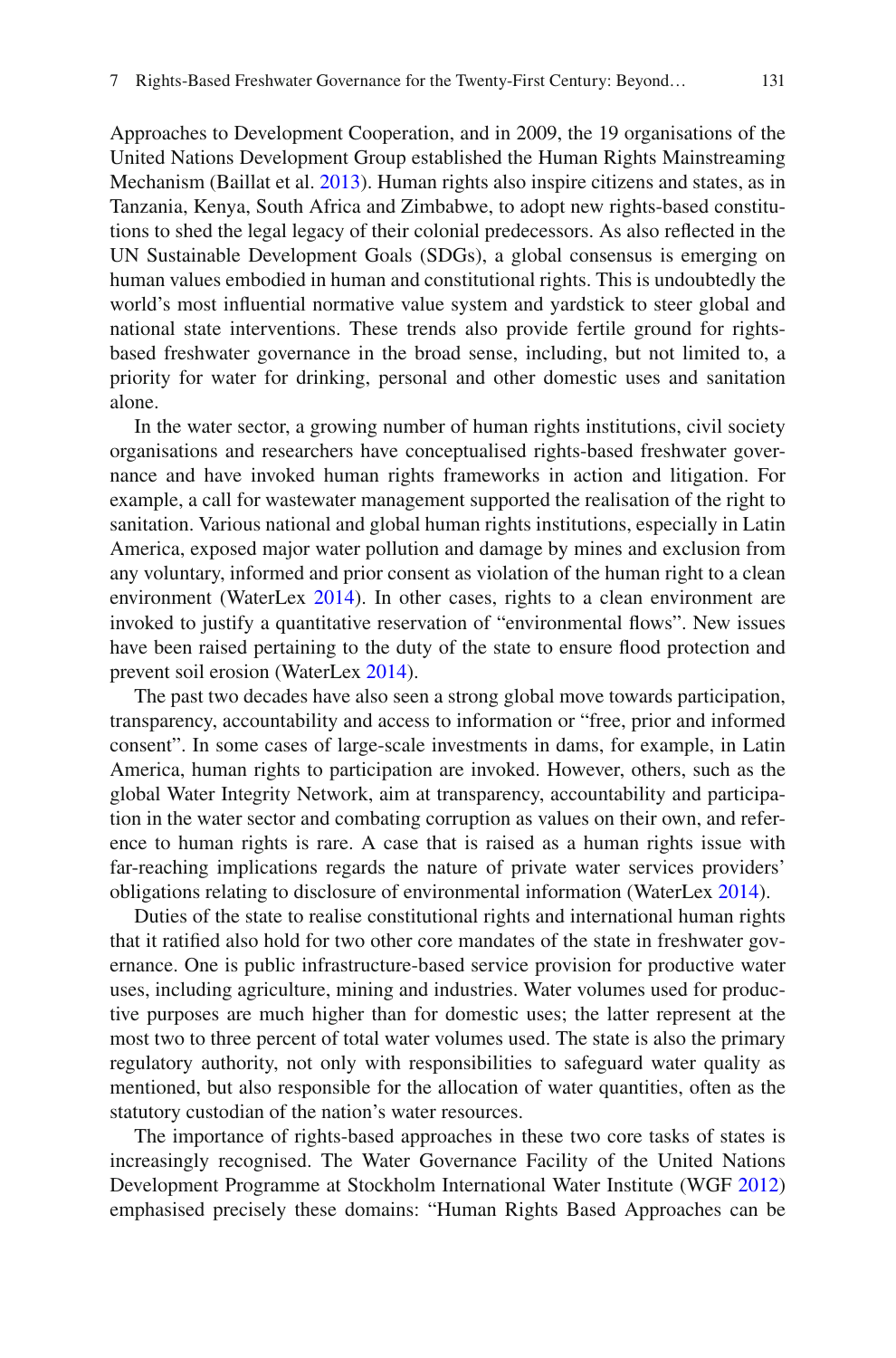Approaches to Development Cooperation, and in 2009, the 19 organisations of the United Nations Development Group established the Human Rights Mainstreaming Mechanism (Baillat et al. 2013). Human rights also inspire citizens and states, as in Tanzania, Kenya, South Africa and Zimbabwe, to adopt new rights-based constitutions to shed the legal legacy of their colonial predecessors. As also reflected in the UN Sustainable Development Goals (SDGs), a global consensus is emerging on human values embodied in human and constitutional rights. This is undoubtedly the world's most influential normative value system and yardstick to steer global and national state interventions. These trends also provide fertile ground for rights-based freshwater governance in the broad sense, including, but not limited to, a priority for water for drinking, personal and other domestic uses and sanitation alone.

In the water sector, a growing number of human rights institutions, civil society organisations and researchers have conceptualised rights-based freshwater governance and have invoked human rights frameworks in action and litigation. For example, a call for wastewater management supported the realisation of the right to sanitation. Various national and global human rights institutions, especially in Latin America, exposed major water pollution and damage by mines and exclusion from any voluntary, informed and prior consent as violation of the human right to a clean environment (WaterLex 2014). In other cases, rights to a clean environment are invoked to justify a quantitative reservation of "environmental flows". New issues have been raised pertaining to the duty of the state to ensure flood protection and prevent soil erosion (WaterLex 2014).

The past two decades have also seen a strong global move towards participation, transparency, accountability and access to information or "free, prior and informed consent". In some cases of large-scale investments in dams, for example, in Latin America, human rights to participation are invoked. However, others, such as the global Water Integrity Network, aim at transparency, accountability and participation in the water sector and combating corruption as values on their own, and reference to human rights is rare. A case that is raised as a human rights issue with far-reaching implications regards the nature of private water services providers' obligations relating to disclosure of environmental information (WaterLex 2014).

Duties of the state to realise constitutional rights and international human rights that it ratified also hold for two other core mandates of the state in freshwater governance. One is public infrastructure-based service provision for productive water uses, including agriculture, mining and industries. Water volumes used for productive purposes are much higher than for domestic uses; the latter represent at the most two to three percent of total water volumes used. The state is also the primary regulatory authority, not only with responsibilities to safeguard water quality as mentioned, but also responsible for the allocation of water quantities, often as the statutory custodian of the nation's water resources.

The importance of rights-based approaches in these two core tasks of states is increasingly recognised. The Water Governance Facility of the United Nations Development Programme at Stockholm International Water Institute (WGF 2012) emphasised precisely these domains: "Human Rights Based Approaches can be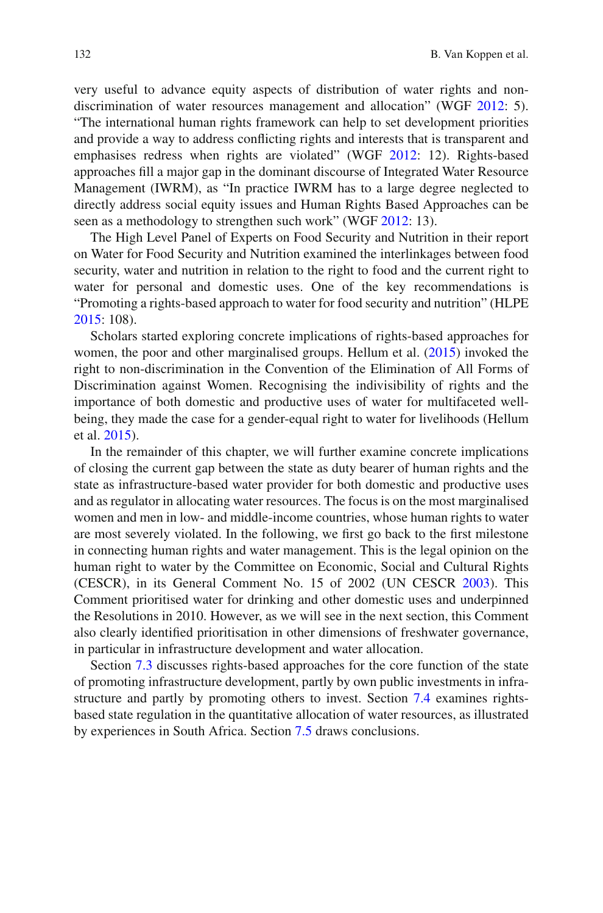very useful to advance equity aspects of distribution of water rights and non-discrimination of water resources management and allocation" (WGF 2012: 5). "The international human rights framework can help to set development priorities and provide a way to address conflicting rights and interests that is transparent and emphasises redress when rights are violated" (WGF 2012: 12). Rights-based approaches fill a major gap in the dominant discourse of Integrated Water Resource Management (IWRM), as "In practice IWRM has to a large degree neglected to directly address social equity issues and Human Rights Based Approaches can be seen as a methodology to strengthen such work" (WGF 2012: 13).

The High Level Panel of Experts on Food Security and Nutrition in their report on Water for Food Security and Nutrition examined the interlinkages between food security, water and nutrition in relation to the right to food and the current right to water for personal and domestic uses. One of the key recommendations is "Promoting a rights-based approach to water for food security and nutrition" (HLPE 2015: 108).

Scholars started exploring concrete implications of rights-based approaches for women, the poor and other marginalised groups. Hellum et al. (2015) invoked the right to non-discrimination in the Convention of the Elimination of All Forms of Discrimination against Women. Recognising the indivisibility of rights and the importance of both domestic and productive uses of water for multifaceted well-being, they made the case for a gender-equal right to water for livelihoods (Hellum et al. 2015).

In the remainder of this chapter, we will further examine concrete implications of closing the current gap between the state as duty bearer of human rights and the state as infrastructure-based water provider for both domestic and productive uses and as regulator in allocating water resources. The focus is on the most marginalised women and men in low- and middle-income countries, whose human rights to water are most severely violated. In the following, we first go back to the first milestone in connecting human rights and water management. This is the legal opinion on the human right to water by the Committee on Economic, Social and Cultural Rights (CESCR), in its General Comment No. 15 of 2002 (UN CESCR 2003). This Comment prioritised water for drinking and other domestic uses and underpinned the Resolutions in 2010. However, as we will see in the next section, this Comment also clearly identified prioritisation in other dimensions of freshwater governance, in particular in infrastructure development and water allocation.

Section 7.3 discusses rights-based approaches for the core function of the state of promoting infrastructure development, partly by own public investments in infrastructure and partly by promoting others to invest. Section 7.4 examines rights-based state regulation in the quantitative allocation of water resources, as illustrated by experiences in South Africa. Section 7.5 draws conclusions.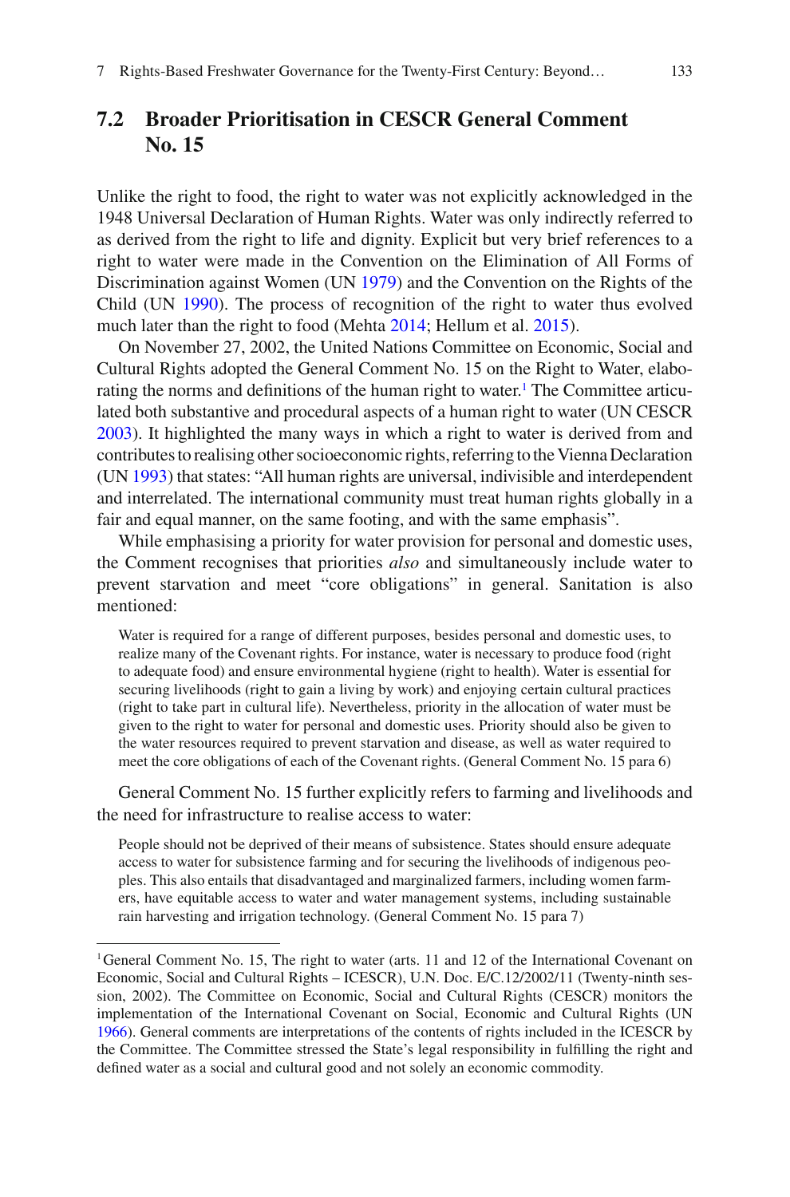## 7.2 Broader Prioritisation in CESCR General Comment No. 15

Unlike the right to food, the right to water was not explicitly acknowledged in the 1948 Universal Declaration of Human Rights. Water was only indirectly referred to as derived from the right to life and dignity. Explicit but very brief references to a right to water were made in the Convention on the Elimination of All Forms of Discrimination against Women (UN 1979) and the Convention on the Rights of the Child (UN 1990). The process of recognition of the right to water thus evolved much later than the right to food (Mehta 2014; Hellum et al. 2015).

On November 27, 2002, the United Nations Committee on Economic, Social and Cultural Rights adopted the General Comment No. 15 on the Right to Water, elaborating the norms and definitions of the human right to water.[1] The Committee articulated both substantive and procedural aspects of a human right to water (UN CESCR 2003). It highlighted the many ways in which a right to water is derived from and contributes to realising other socioeconomic rights, referring to the Vienna Declaration (UN 1993) that states: "All human rights are universal, indivisible and interdependent and interrelated. The international community must treat human rights globally in a fair and equal manner, on the same footing, and with the same emphasis".

While emphasising a priority for water provision for personal and domestic uses, the Comment recognises that priorities *also* and simultaneously include water to prevent starvation and meet "core obligations" in general. Sanitation is also mentioned:

> Water is required for a range of different purposes, besides personal and domestic uses, to realize many of the Covenant rights. For instance, water is necessary to produce food (right to adequate food) and ensure environmental hygiene (right to health). Water is essential for securing livelihoods (right to gain a living by work) and enjoying certain cultural practices (right to take part in cultural life). Nevertheless, priority in the allocation of water must be given to the right to water for personal and domestic uses. Priority should also be given to the water resources required to prevent starvation and disease, as well as water required to meet the core obligations of each of the Covenant rights. (General Comment No. 15 para 6)

General Comment No. 15 further explicitly refers to farming and livelihoods and the need for infrastructure to realise access to water:

> People should not be deprived of their means of subsistence. States should ensure adequate access to water for subsistence farming and for securing the livelihoods of indigenous peoples. This also entails that disadvantaged and marginalized farmers, including women farmers, have equitable access to water and water management systems, including sustainable rain harvesting and irrigation technology. (General Comment No. 15 para 7)

---

[1] General Comment No. 15, The right to water (arts. 11 and 12 of the International Covenant on Economic, Social and Cultural Rights – ICESCR), U.N. Doc. E/C.12/2002/11 (Twenty-ninth session, 2002). The Committee on Economic, Social and Cultural Rights (CESCR) monitors the implementation of the International Covenant on Social, Economic and Cultural Rights (UN 1966). General comments are interpretations of the contents of rights included in the ICESCR by the Committee. The Committee stressed the State's legal responsibility in fulfilling the right and defined water as a social and cultural good and not solely an economic commodity.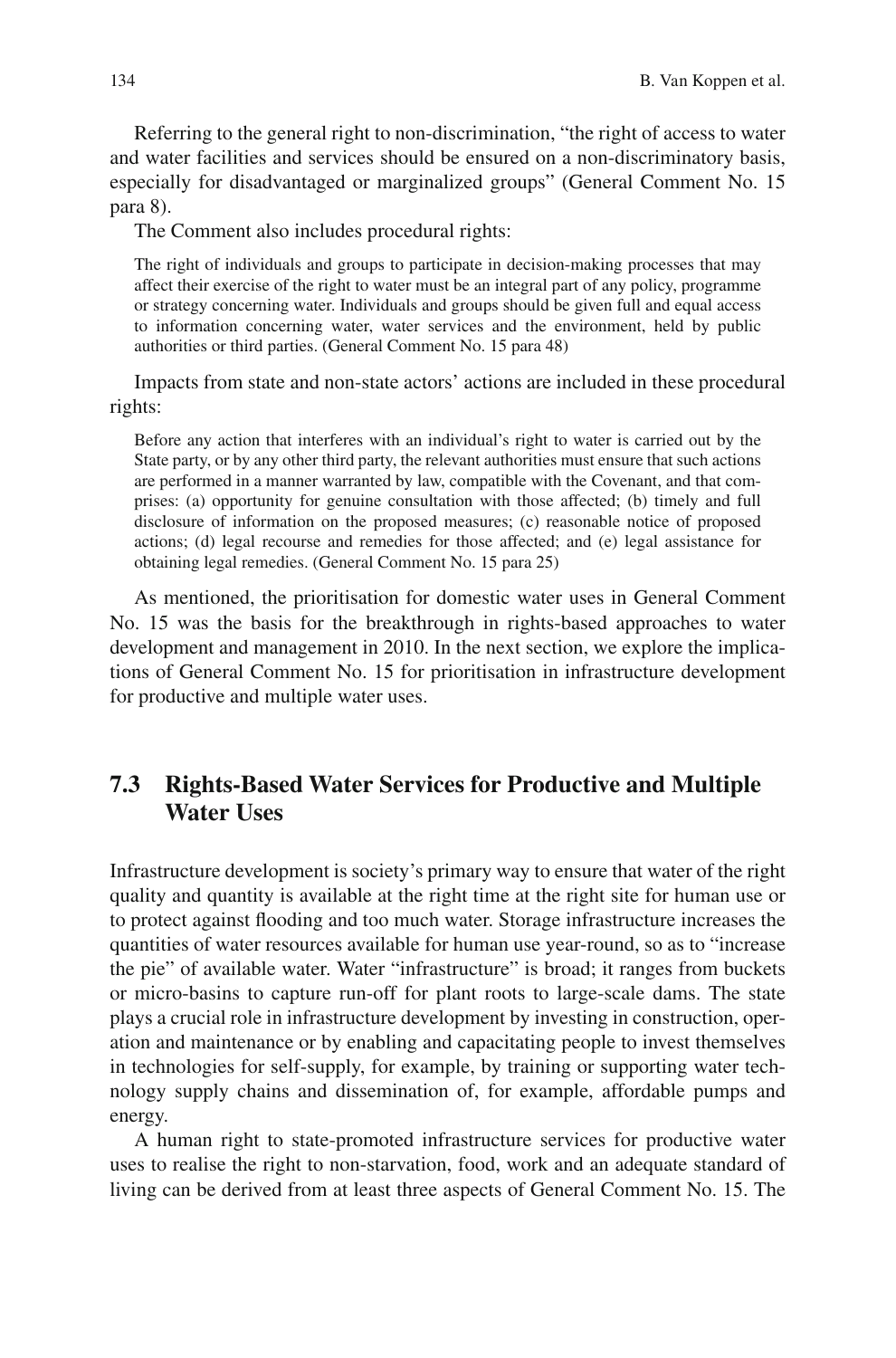Referring to the general right to non-discrimination, "the right of access to water and water facilities and services should be ensured on a non-discriminatory basis, especially for disadvantaged or marginalized groups" (General Comment No. 15 para 8).

The Comment also includes procedural rights:

> The right of individuals and groups to participate in decision-making processes that may affect their exercise of the right to water must be an integral part of any policy, programme or strategy concerning water. Individuals and groups should be given full and equal access to information concerning water, water services and the environment, held by public authorities or third parties. (General Comment No. 15 para 48)

Impacts from state and non-state actors' actions are included in these procedural rights:

> Before any action that interferes with an individual's right to water is carried out by the State party, or by any other third party, the relevant authorities must ensure that such actions are performed in a manner warranted by law, compatible with the Covenant, and that comprises: (a) opportunity for genuine consultation with those affected; (b) timely and full disclosure of information on the proposed measures; (c) reasonable notice of proposed actions; (d) legal recourse and remedies for those affected; and (e) legal assistance for obtaining legal remedies. (General Comment No. 15 para 25)

As mentioned, the prioritisation for domestic water uses in General Comment No. 15 was the basis for the breakthrough in rights-based approaches to water development and management in 2010. In the next section, we explore the implications of General Comment No. 15 for prioritisation in infrastructure development for productive and multiple water uses.

## 7.3 Rights-Based Water Services for Productive and Multiple Water Uses

Infrastructure development is society's primary way to ensure that water of the right quality and quantity is available at the right time at the right site for human use or to protect against flooding and too much water. Storage infrastructure increases the quantities of water resources available for human use year-round, so as to "increase the pie" of available water. Water "infrastructure" is broad; it ranges from buckets or micro-basins to capture run-off for plant roots to large-scale dams. The state plays a crucial role in infrastructure development by investing in construction, operation and maintenance or by enabling and capacitating people to invest themselves in technologies for self-supply, for example, by training or supporting water technology supply chains and dissemination of, for example, affordable pumps and energy.

A human right to state-promoted infrastructure services for productive water uses to realise the right to non-starvation, food, work and an adequate standard of living can be derived from at least three aspects of General Comment No. 15. The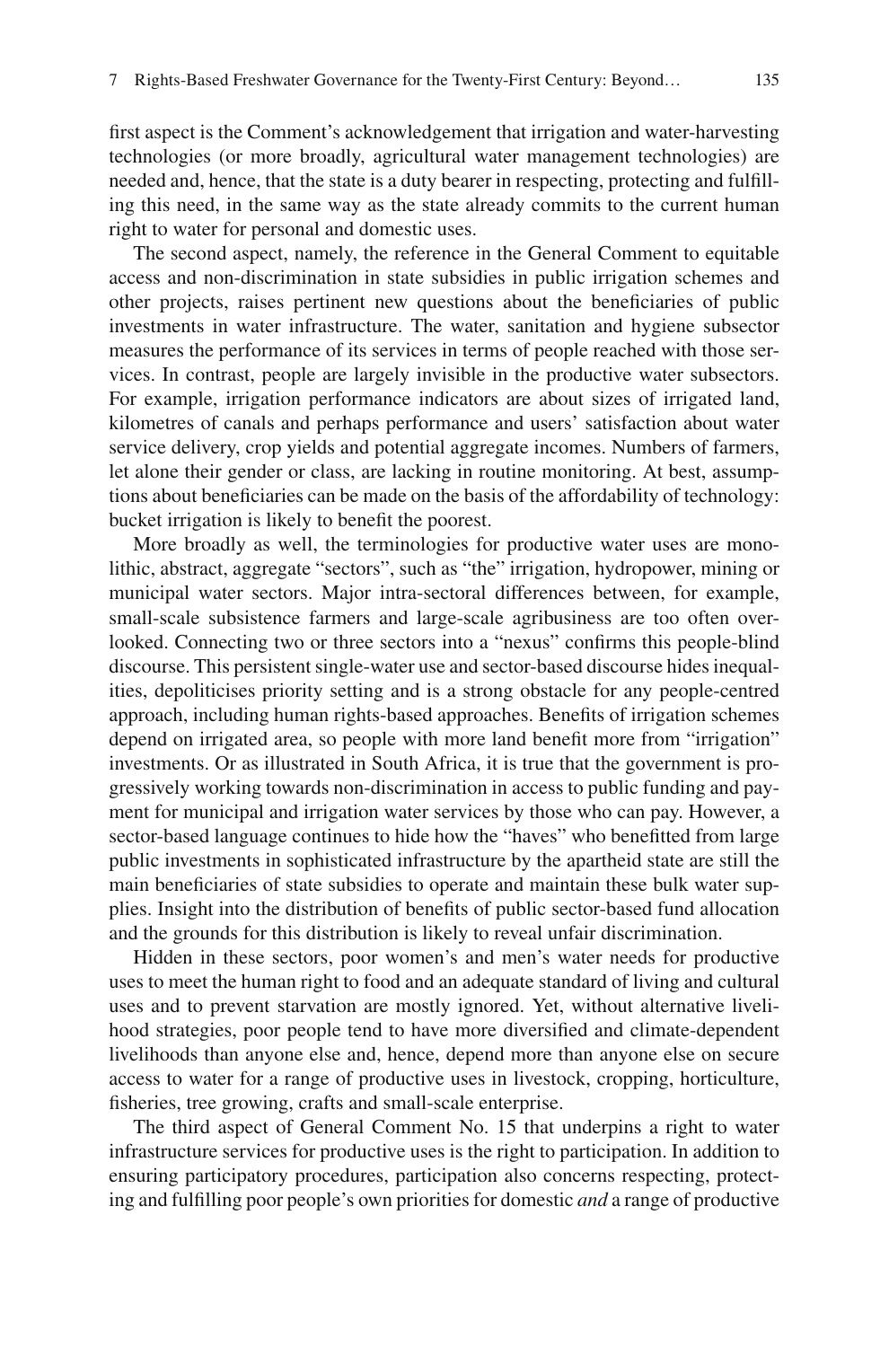first aspect is the Comment's acknowledgement that irrigation and water-harvesting technologies (or more broadly, agricultural water management technologies) are needed and, hence, that the state is a duty bearer in respecting, protecting and fulfilling this need, in the same way as the state already commits to the current human right to water for personal and domestic uses.

The second aspect, namely, the reference in the General Comment to equitable access and non-discrimination in state subsidies in public irrigation schemes and other projects, raises pertinent new questions about the beneficiaries of public investments in water infrastructure. The water, sanitation and hygiene subsector measures the performance of its services in terms of people reached with those services. In contrast, people are largely invisible in the productive water subsectors. For example, irrigation performance indicators are about sizes of irrigated land, kilometres of canals and perhaps performance and users' satisfaction about water service delivery, crop yields and potential aggregate incomes. Numbers of farmers, let alone their gender or class, are lacking in routine monitoring. At best, assumptions about beneficiaries can be made on the basis of the affordability of technology: bucket irrigation is likely to benefit the poorest.

More broadly as well, the terminologies for productive water uses are monolithic, abstract, aggregate "sectors", such as "the" irrigation, hydropower, mining or municipal water sectors. Major intra-sectoral differences between, for example, small-scale subsistence farmers and large-scale agribusiness are too often overlooked. Connecting two or three sectors into a "nexus" confirms this people-blind discourse. This persistent single-water use and sector-based discourse hides inequalities, depoliticises priority setting and is a strong obstacle for any people-centred approach, including human rights-based approaches. Benefits of irrigation schemes depend on irrigated area, so people with more land benefit more from "irrigation" investments. Or as illustrated in South Africa, it is true that the government is progressively working towards non-discrimination in access to public funding and payment for municipal and irrigation water services by those who can pay. However, a sector-based language continues to hide how the "haves" who benefitted from large public investments in sophisticated infrastructure by the apartheid state are still the main beneficiaries of state subsidies to operate and maintain these bulk water supplies. Insight into the distribution of benefits of public sector-based fund allocation and the grounds for this distribution is likely to reveal unfair discrimination.

Hidden in these sectors, poor women's and men's water needs for productive uses to meet the human right to food and an adequate standard of living and cultural uses and to prevent starvation are mostly ignored. Yet, without alternative livelihood strategies, poor people tend to have more diversified and climate-dependent livelihoods than anyone else and, hence, depend more than anyone else on secure access to water for a range of productive uses in livestock, cropping, horticulture, fisheries, tree growing, crafts and small-scale enterprise.

The third aspect of General Comment No. 15 that underpins a right to water infrastructure services for productive uses is the right to participation. In addition to ensuring participatory procedures, participation also concerns respecting, protecting and fulfilling poor people's own priorities for domestic *and* a range of productive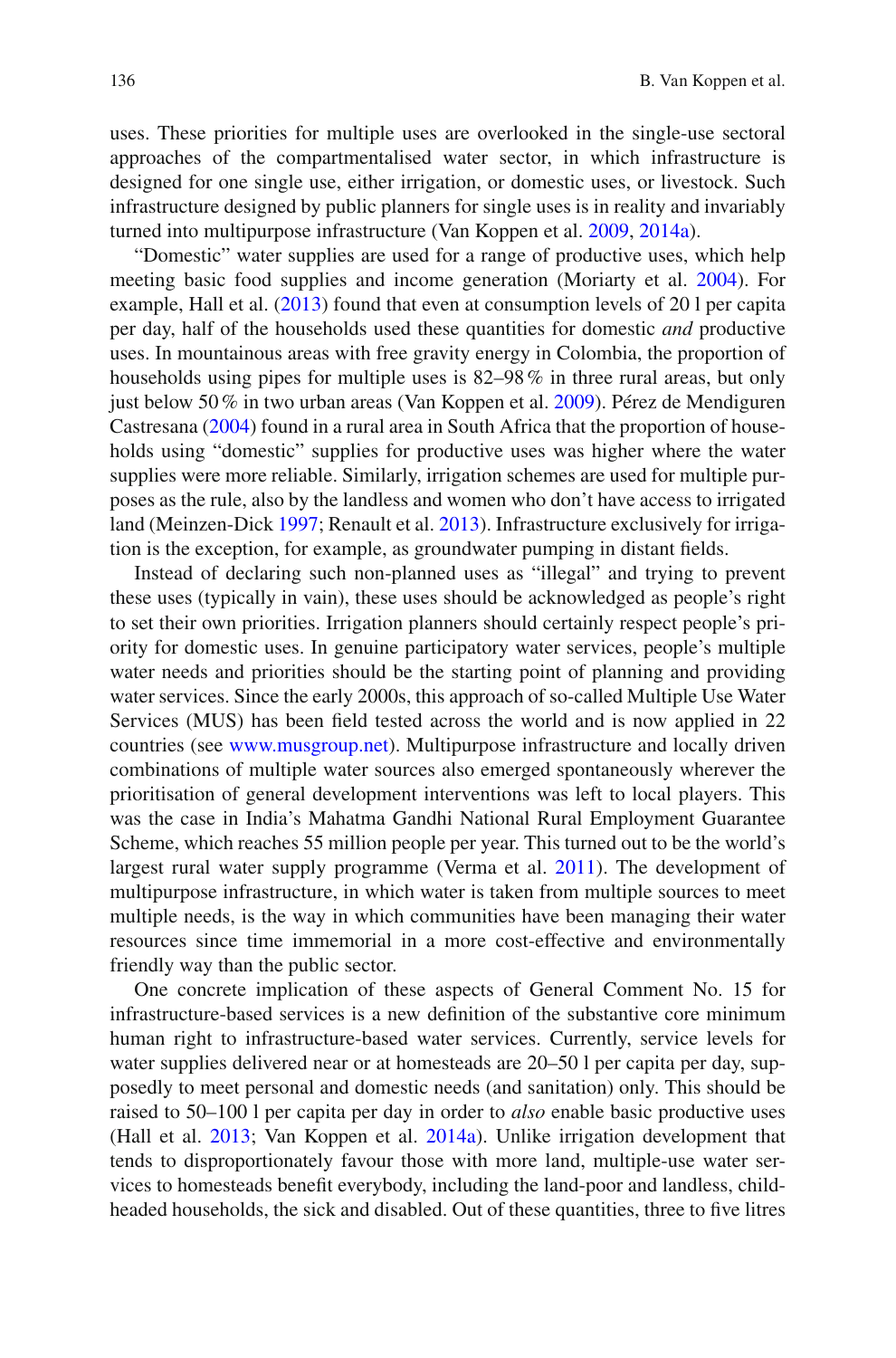uses. These priorities for multiple uses are overlooked in the single-use sectoral approaches of the compartmentalised water sector, in which infrastructure is designed for one single use, either irrigation, or domestic uses, or livestock. Such infrastructure designed by public planners for single uses is in reality and invariably turned into multipurpose infrastructure (Van Koppen et al. 2009, 2014a).

"Domestic" water supplies are used for a range of productive uses, which help meeting basic food supplies and income generation (Moriarty et al. 2004). For example, Hall et al. (2013) found that even at consumption levels of 20 l per capita per day, half of the households used these quantities for domestic *and* productive uses. In mountainous areas with free gravity energy in Colombia, the proportion of households using pipes for multiple uses is 82–98 % in three rural areas, but only just below 50 % in two urban areas (Van Koppen et al. 2009). Pérez de Mendiguren Castresana (2004) found in a rural area in South Africa that the proportion of households using "domestic" supplies for productive uses was higher where the water supplies were more reliable. Similarly, irrigation schemes are used for multiple purposes as the rule, also by the landless and women who don't have access to irrigated land (Meinzen-Dick 1997; Renault et al. 2013). Infrastructure exclusively for irrigation is the exception, for example, as groundwater pumping in distant fields.

Instead of declaring such non-planned uses as "illegal" and trying to prevent these uses (typically in vain), these uses should be acknowledged as people's right to set their own priorities. Irrigation planners should certainly respect people's priority for domestic uses. In genuine participatory water services, people's multiple water needs and priorities should be the starting point of planning and providing water services. Since the early 2000s, this approach of so-called Multiple Use Water Services (MUS) has been field tested across the world and is now applied in 22 countries (see www.musgroup.net). Multipurpose infrastructure and locally driven combinations of multiple water sources also emerged spontaneously wherever the prioritisation of general development interventions was left to local players. This was the case in India's Mahatma Gandhi National Rural Employment Guarantee Scheme, which reaches 55 million people per year. This turned out to be the world's largest rural water supply programme (Verma et al. 2011). The development of multipurpose infrastructure, in which water is taken from multiple sources to meet multiple needs, is the way in which communities have been managing their water resources since time immemorial in a more cost-effective and environmentally friendly way than the public sector.

One concrete implication of these aspects of General Comment No. 15 for infrastructure-based services is a new definition of the substantive core minimum human right to infrastructure-based water services. Currently, service levels for water supplies delivered near or at homesteads are 20–50 l per capita per day, supposedly to meet personal and domestic needs (and sanitation) only. This should be raised to 50–100 l per capita per day in order to *also* enable basic productive uses (Hall et al. 2013; Van Koppen et al. 2014a). Unlike irrigation development that tends to disproportionately favour those with more land, multiple-use water services to homesteads benefit everybody, including the land-poor and landless, child-headed households, the sick and disabled. Out of these quantities, three to five litres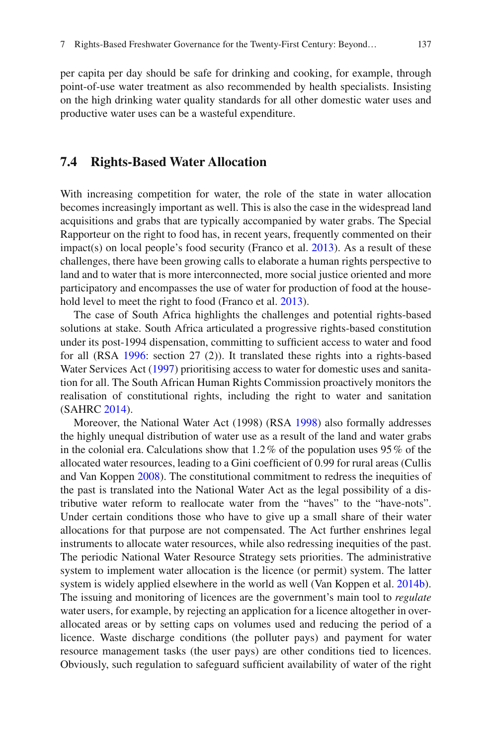per capita per day should be safe for drinking and cooking, for example, through point-of-use water treatment as also recommended by health specialists. Insisting on the high drinking water quality standards for all other domestic water uses and productive water uses can be a wasteful expenditure.

## 7.4 Rights-Based Water Allocation

With increasing competition for water, the role of the state in water allocation becomes increasingly important as well. This is also the case in the widespread land acquisitions and grabs that are typically accompanied by water grabs. The Special Rapporteur on the right to food has, in recent years, frequently commented on their impact(s) on local people's food security (Franco et al. 2013). As a result of these challenges, there have been growing calls to elaborate a human rights perspective to land and to water that is more interconnected, more social justice oriented and more participatory and encompasses the use of water for production of food at the household level to meet the right to food (Franco et al. 2013).

The case of South Africa highlights the challenges and potential rights-based solutions at stake. South Africa articulated a progressive rights-based constitution under its post-1994 dispensation, committing to sufficient access to water and food for all (RSA 1996: section 27 (2)). It translated these rights into a rights-based Water Services Act (1997) prioritising access to water for domestic uses and sanitation for all. The South African Human Rights Commission proactively monitors the realisation of constitutional rights, including the right to water and sanitation (SAHRC 2014).

Moreover, the National Water Act (1998) (RSA 1998) also formally addresses the highly unequal distribution of water use as a result of the land and water grabs in the colonial era. Calculations show that 1.2 % of the population uses 95 % of the allocated water resources, leading to a Gini coefficient of 0.99 for rural areas (Cullis and Van Koppen 2008). The constitutional commitment to redress the inequities of the past is translated into the National Water Act as the legal possibility of a distributive water reform to reallocate water from the "haves" to the "have-nots". Under certain conditions those who have to give up a small share of their water allocations for that purpose are not compensated. The Act further enshrines legal instruments to allocate water resources, while also redressing inequities of the past. The periodic National Water Resource Strategy sets priorities. The administrative system to implement water allocation is the licence (or permit) system. The latter system is widely applied elsewhere in the world as well (Van Koppen et al. 2014b). The issuing and monitoring of licences are the government's main tool to *regulate* water users, for example, by rejecting an application for a licence altogether in over-allocated areas or by setting caps on volumes used and reducing the period of a licence. Waste discharge conditions (the polluter pays) and payment for water resource management tasks (the user pays) are other conditions tied to licences. Obviously, such regulation to safeguard sufficient availability of water of the right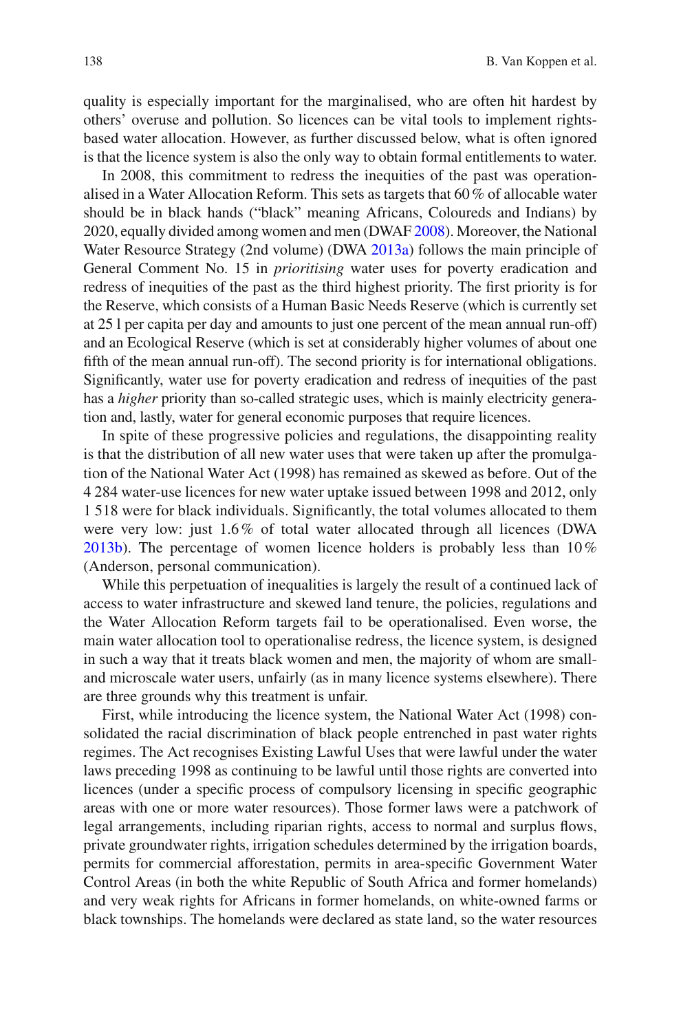quality is especially important for the marginalised, who are often hit hardest by others' overuse and pollution. So licences can be vital tools to implement rights-based water allocation. However, as further discussed below, what is often ignored is that the licence system is also the only way to obtain formal entitlements to water.

In 2008, this commitment to redress the inequities of the past was operationalised in a Water Allocation Reform. This sets as targets that 60 % of allocable water should be in black hands ("black" meaning Africans, Coloureds and Indians) by 2020, equally divided among women and men (DWAF 2008). Moreover, the National Water Resource Strategy (2nd volume) (DWA 2013a) follows the main principle of General Comment No. 15 in *prioritising* water uses for poverty eradication and redress of inequities of the past as the third highest priority. The first priority is for the Reserve, which consists of a Human Basic Needs Reserve (which is currently set at 25 l per capita per day and amounts to just one percent of the mean annual run-off) and an Ecological Reserve (which is set at considerably higher volumes of about one fifth of the mean annual run-off). The second priority is for international obligations. Significantly, water use for poverty eradication and redress of inequities of the past has a *higher* priority than so-called strategic uses, which is mainly electricity generation and, lastly, water for general economic purposes that require licences.

In spite of these progressive policies and regulations, the disappointing reality is that the distribution of all new water uses that were taken up after the promulgation of the National Water Act (1998) has remained as skewed as before. Out of the 4 284 water-use licences for new water uptake issued between 1998 and 2012, only 1 518 were for black individuals. Significantly, the total volumes allocated to them were very low: just 1.6 % of total water allocated through all licences (DWA 2013b). The percentage of women licence holders is probably less than 10 % (Anderson, personal communication).

While this perpetuation of inequalities is largely the result of a continued lack of access to water infrastructure and skewed land tenure, the policies, regulations and the Water Allocation Reform targets fail to be operationalised. Even worse, the main water allocation tool to operationalise redress, the licence system, is designed in such a way that it treats black women and men, the majority of whom are small- and microscale water users, unfairly (as in many licence systems elsewhere). There are three grounds why this treatment is unfair.

First, while introducing the licence system, the National Water Act (1998) consolidated the racial discrimination of black people entrenched in past water rights regimes. The Act recognises Existing Lawful Uses that were lawful under the water laws preceding 1998 as continuing to be lawful until those rights are converted into licences (under a specific process of compulsory licensing in specific geographic areas with one or more water resources). Those former laws were a patchwork of legal arrangements, including riparian rights, access to normal and surplus flows, private groundwater rights, irrigation schedules determined by the irrigation boards, permits for commercial afforestation, permits in area-specific Government Water Control Areas (in both the white Republic of South Africa and former homelands) and very weak rights for Africans in former homelands, on white-owned farms or black townships. The homelands were declared as state land, so the water resources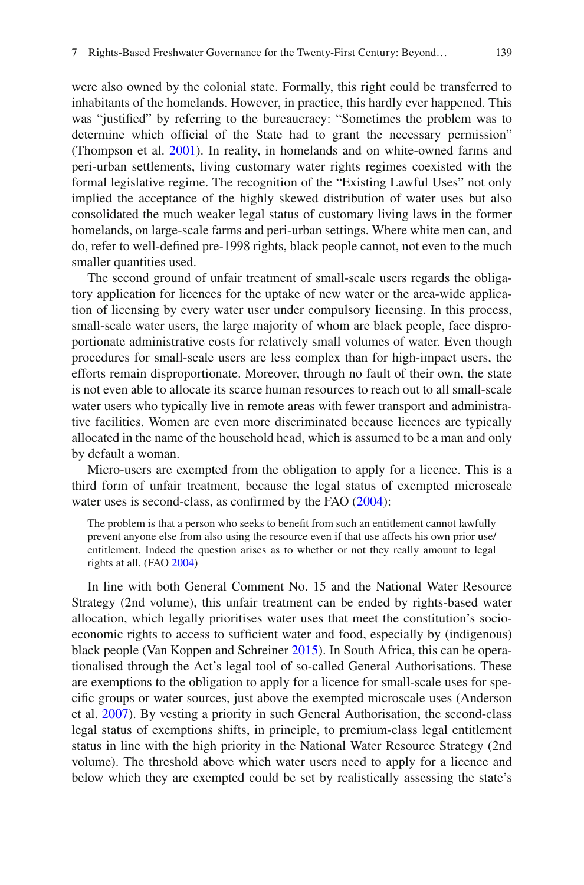were also owned by the colonial state. Formally, this right could be transferred to inhabitants of the homelands. However, in practice, this hardly ever happened. This was "justified" by referring to the bureaucracy: "Sometimes the problem was to determine which official of the State had to grant the necessary permission" (Thompson et al. 2001). In reality, in homelands and on white-owned farms and peri-urban settlements, living customary water rights regimes coexisted with the formal legislative regime. The recognition of the "Existing Lawful Uses" not only implied the acceptance of the highly skewed distribution of water uses but also consolidated the much weaker legal status of customary living laws in the former homelands, on large-scale farms and peri-urban settings. Where white men can, and do, refer to well-defined pre-1998 rights, black people cannot, not even to the much smaller quantities used.

The second ground of unfair treatment of small-scale users regards the obligatory application for licences for the uptake of new water or the area-wide application of licensing by every water user under compulsory licensing. In this process, small-scale water users, the large majority of whom are black people, face disproportionate administrative costs for relatively small volumes of water. Even though procedures for small-scale users are less complex than for high-impact users, the efforts remain disproportionate. Moreover, through no fault of their own, the state is not even able to allocate its scarce human resources to reach out to all small-scale water users who typically live in remote areas with fewer transport and administrative facilities. Women are even more discriminated because licences are typically allocated in the name of the household head, which is assumed to be a man and only by default a woman.

Micro-users are exempted from the obligation to apply for a licence. This is a third form of unfair treatment, because the legal status of exempted microscale water uses is second-class, as confirmed by the FAO (2004):

> The problem is that a person who seeks to benefit from such an entitlement cannot lawfully prevent anyone else from also using the resource even if that use affects his own prior use/entitlement. Indeed the question arises as to whether or not they really amount to legal rights at all. (FAO 2004)

In line with both General Comment No. 15 and the National Water Resource Strategy (2nd volume), this unfair treatment can be ended by rights-based water allocation, which legally prioritises water uses that meet the constitution's socio-economic rights to access to sufficient water and food, especially by (indigenous) black people (Van Koppen and Schreiner 2015). In South Africa, this can be operationalised through the Act's legal tool of so-called General Authorisations. These are exemptions to the obligation to apply for a licence for small-scale uses for specific groups or water sources, just above the exempted microscale uses (Anderson et al. 2007). By vesting a priority in such General Authorisation, the second-class legal status of exemptions shifts, in principle, to premium-class legal entitlement status in line with the high priority in the National Water Resource Strategy (2nd volume). The threshold above which water users need to apply for a licence and below which they are exempted could be set by realistically assessing the state's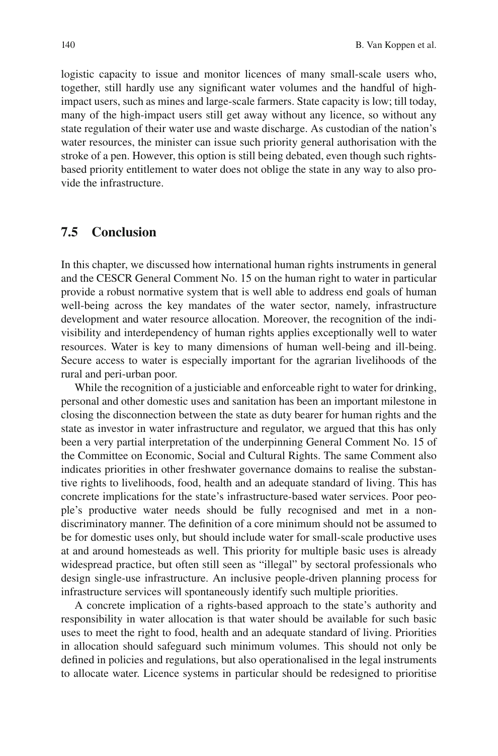logistic capacity to issue and monitor licences of many small-scale users who, together, still hardly use any significant water volumes and the handful of high-impact users, such as mines and large-scale farmers. State capacity is low; till today, many of the high-impact users still get away without any licence, so without any state regulation of their water use and waste discharge. As custodian of the nation's water resources, the minister can issue such priority general authorisation with the stroke of a pen. However, this option is still being debated, even though such rights-based priority entitlement to water does not oblige the state in any way to also provide the infrastructure.

## 7.5 Conclusion

In this chapter, we discussed how international human rights instruments in general and the CESCR General Comment No. 15 on the human right to water in particular provide a robust normative system that is well able to address end goals of human well-being across the key mandates of the water sector, namely, infrastructure development and water resource allocation. Moreover, the recognition of the indivisibility and interdependency of human rights applies exceptionally well to water resources. Water is key to many dimensions of human well-being and ill-being. Secure access to water is especially important for the agrarian livelihoods of the rural and peri-urban poor.

While the recognition of a justiciable and enforceable right to water for drinking, personal and other domestic uses and sanitation has been an important milestone in closing the disconnection between the state as duty bearer for human rights and the state as investor in water infrastructure and regulator, we argued that this has only been a very partial interpretation of the underpinning General Comment No. 15 of the Committee on Economic, Social and Cultural Rights. The same Comment also indicates priorities in other freshwater governance domains to realise the substantive rights to livelihoods, food, health and an adequate standard of living. This has concrete implications for the state's infrastructure-based water services. Poor people's productive water needs should be fully recognised and met in a non-discriminatory manner. The definition of a core minimum should not be assumed to be for domestic uses only, but should include water for small-scale productive uses at and around homesteads as well. This priority for multiple basic uses is already widespread practice, but often still seen as "illegal" by sectoral professionals who design single-use infrastructure. An inclusive people-driven planning process for infrastructure services will spontaneously identify such multiple priorities.

A concrete implication of a rights-based approach to the state's authority and responsibility in water allocation is that water should be available for such basic uses to meet the right to food, health and an adequate standard of living. Priorities in allocation should safeguard such minimum volumes. This should not only be defined in policies and regulations, but also operationalised in the legal instruments to allocate water. Licence systems in particular should be redesigned to prioritise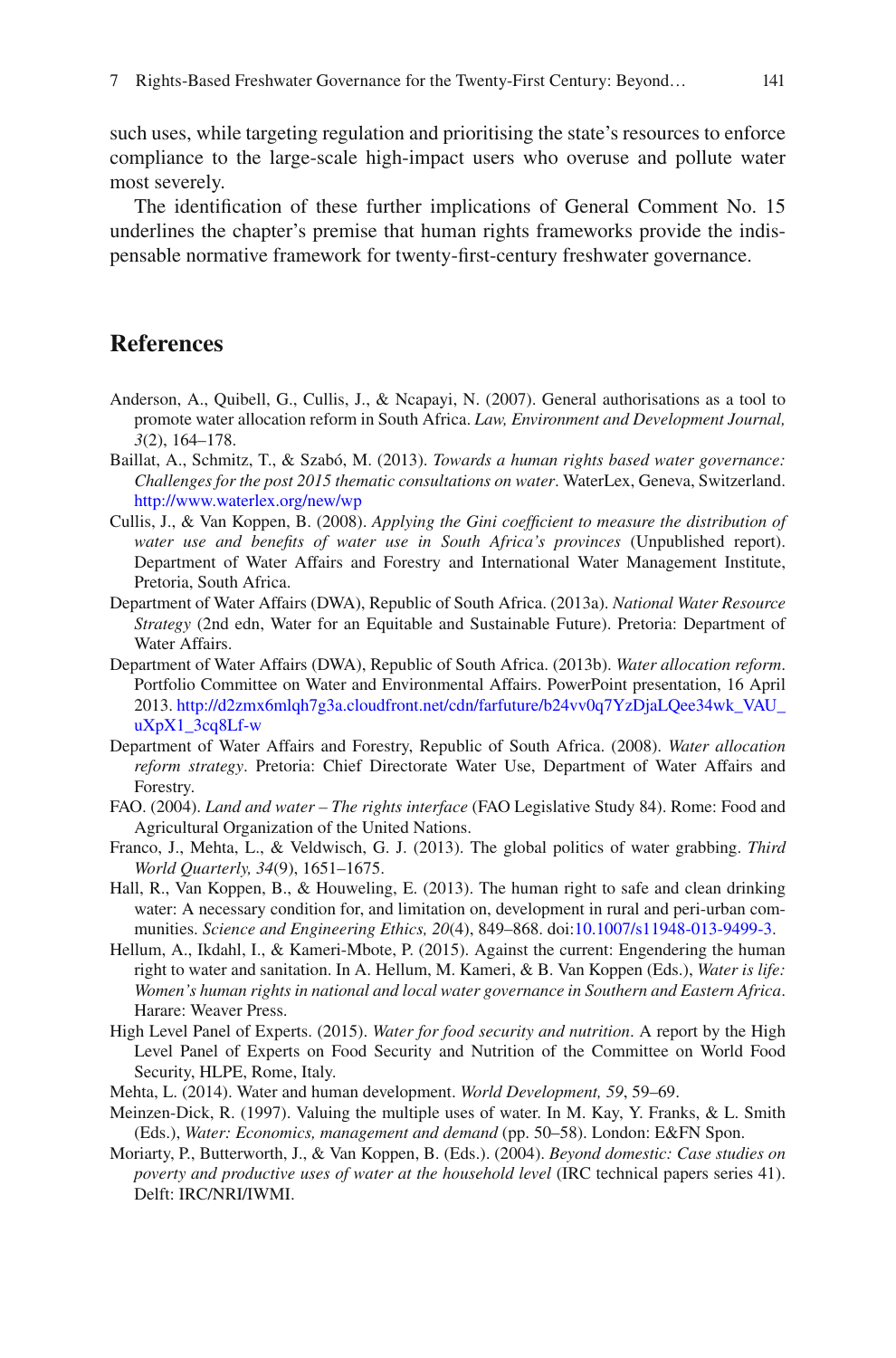such uses, while targeting regulation and prioritising the state's resources to enforce compliance to the large-scale high-impact users who overuse and pollute water most severely.

The identification of these further implications of General Comment No. 15 underlines the chapter's premise that human rights frameworks provide the indispensable normative framework for twenty-first-century freshwater governance.

## References

Anderson, A., Quibell, G., Cullis, J., & Ncapayi, N. (2007). General authorisations as a tool to promote water allocation reform in South Africa. *Law, Environment and Development Journal, 3*(2), 164–178.

Baillat, A., Schmitz, T., & Szabó, M. (2013). *Towards a human rights based water governance: Challenges for the post 2015 thematic consultations on water*. WaterLex, Geneva, Switzerland. http://www.waterlex.org/new/wp

Cullis, J., & Van Koppen, B. (2008). *Applying the Gini coefficient to measure the distribution of water use and benefits of water use in South Africa's provinces* (Unpublished report). Department of Water Affairs and Forestry and International Water Management Institute, Pretoria, South Africa.

Department of Water Affairs (DWA), Republic of South Africa. (2013a). *National Water Resource Strategy* (2nd edn, Water for an Equitable and Sustainable Future). Pretoria: Department of Water Affairs.

Department of Water Affairs (DWA), Republic of South Africa. (2013b). *Water allocation reform*. Portfolio Committee on Water and Environmental Affairs. PowerPoint presentation, 16 April 2013. http://d2zmx6mlqh7g3a.cloudfront.net/cdn/farfuture/b24vv0q7YzDjaLQee34wk_VAU_uXpX1_3cq8Lf-w

Department of Water Affairs and Forestry, Republic of South Africa. (2008). *Water allocation reform strategy*. Pretoria: Chief Directorate Water Use, Department of Water Affairs and Forestry.

FAO. (2004). *Land and water – The rights interface* (FAO Legislative Study 84). Rome: Food and Agricultural Organization of the United Nations.

Franco, J., Mehta, L., & Veldwisch, G. J. (2013). The global politics of water grabbing. *Third World Quarterly, 34*(9), 1651–1675.

Hall, R., Van Koppen, B., & Houweling, E. (2013). The human right to safe and clean drinking water: A necessary condition for, and limitation on, development in rural and peri-urban communities. *Science and Engineering Ethics, 20*(4), 849–868. doi:10.1007/s11948-013-9499-3.

Hellum, A., Ikdahl, I., & Kameri-Mbote, P. (2015). Against the current: Engendering the human right to water and sanitation. In A. Hellum, M. Kameri, & B. Van Koppen (Eds.), *Water is life: Women's human rights in national and local water governance in Southern and Eastern Africa*. Harare: Weaver Press.

High Level Panel of Experts. (2015). *Water for food security and nutrition*. A report by the High Level Panel of Experts on Food Security and Nutrition of the Committee on World Food Security, HLPE, Rome, Italy.

Mehta, L. (2014). Water and human development. *World Development, 59*, 59–69.

Meinzen-Dick, R. (1997). Valuing the multiple uses of water. In M. Kay, Y. Franks, & L. Smith (Eds.), *Water: Economics, management and demand* (pp. 50–58). London: E&FN Spon.

Moriarty, P., Butterworth, J., & Van Koppen, B. (Eds.). (2004). *Beyond domestic: Case studies on poverty and productive uses of water at the household level* (IRC technical papers series 41). Delft: IRC/NRI/IWMI.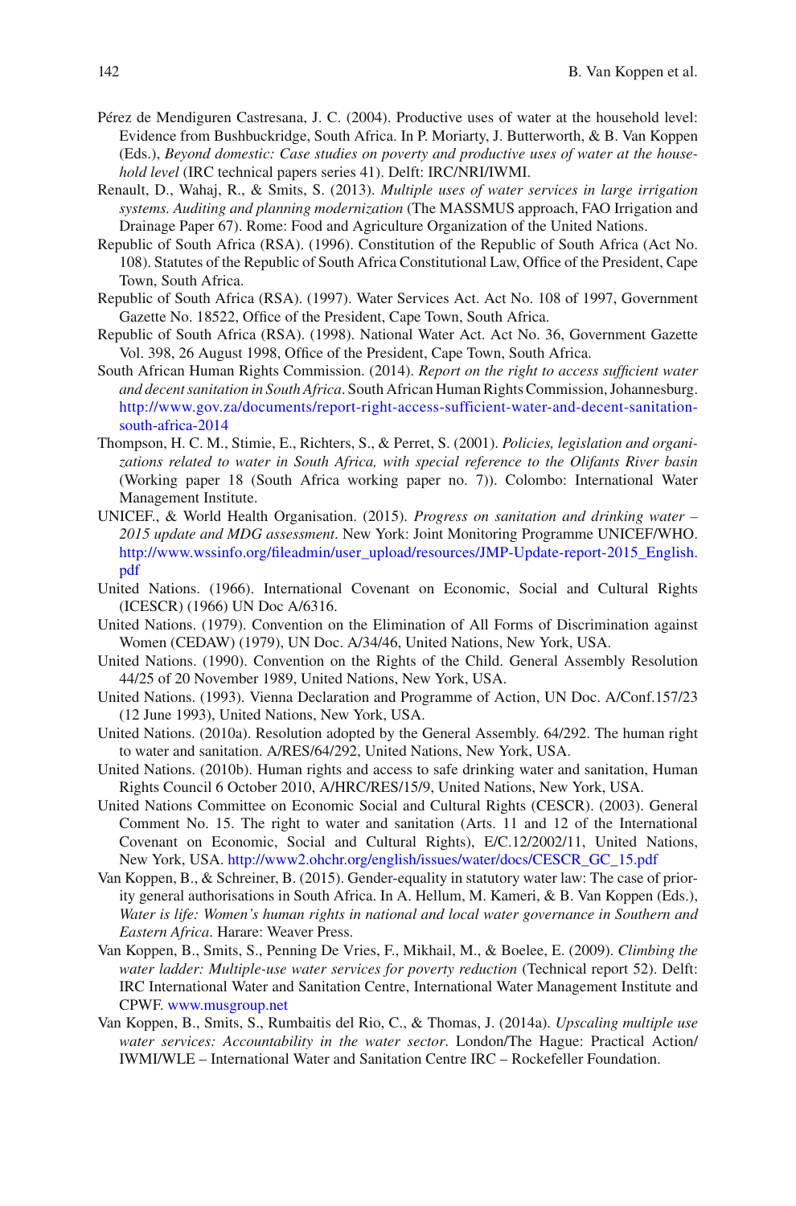Pérez de Mendiguren Castresana, J. C. (2004). Productive uses of water at the household level: Evidence from Bushbuckridge, South Africa. In P. Moriarty, J. Butterworth, & B. Van Koppen (Eds.), *Beyond domestic: Case studies on poverty and productive uses of water at the household level* (IRC technical papers series 41). Delft: IRC/NRI/IWMI.

Renault, D., Wahaj, R., & Smits, S. (2013). *Multiple uses of water services in large irrigation systems. Auditing and planning modernization* (The MASSMUS approach, FAO Irrigation and Drainage Paper 67). Rome: Food and Agriculture Organization of the United Nations.

Republic of South Africa (RSA). (1996). Constitution of the Republic of South Africa (Act No. 108). Statutes of the Republic of South Africa Constitutional Law, Office of the President, Cape Town, South Africa.

Republic of South Africa (RSA). (1997). Water Services Act. Act No. 108 of 1997, Government Gazette No. 18522, Office of the President, Cape Town, South Africa.

Republic of South Africa (RSA). (1998). National Water Act. Act No. 36, Government Gazette Vol. 398, 26 August 1998, Office of the President, Cape Town, South Africa.

South African Human Rights Commission. (2014). *Report on the right to access sufficient water and decent sanitation in South Africa*. South African Human Rights Commission, Johannesburg. http://www.gov.za/documents/report-right-access-sufficient-water-and-decent-sanitation-south-africa-2014

Thompson, H. C. M., Stimie, E., Richters, S., & Perret, S. (2001). *Policies, legislation and organizations related to water in South Africa, with special reference to the Olifants River basin* (Working paper 18 (South Africa working paper no. 7)). Colombo: International Water Management Institute.

UNICEF., & World Health Organisation. (2015). *Progress on sanitation and drinking water – 2015 update and MDG assessment*. New York: Joint Monitoring Programme UNICEF/WHO. http://www.wssinfo.org/fileadmin/user_upload/resources/JMP-Update-report-2015_English.pdf

United Nations. (1966). International Covenant on Economic, Social and Cultural Rights (ICESCR) (1966) UN Doc A/6316.

United Nations. (1979). Convention on the Elimination of All Forms of Discrimination against Women (CEDAW) (1979), UN Doc. A/34/46, United Nations, New York, USA.

United Nations. (1990). Convention on the Rights of the Child. General Assembly Resolution 44/25 of 20 November 1989, United Nations, New York, USA.

United Nations. (1993). Vienna Declaration and Programme of Action, UN Doc. A/Conf.157/23 (12 June 1993), United Nations, New York, USA.

United Nations. (2010a). Resolution adopted by the General Assembly. 64/292. The human right to water and sanitation. A/RES/64/292, United Nations, New York, USA.

United Nations. (2010b). Human rights and access to safe drinking water and sanitation, Human Rights Council 6 October 2010, A/HRC/RES/15/9, United Nations, New York, USA.

United Nations Committee on Economic Social and Cultural Rights (CESCR). (2003). General Comment No. 15. The right to water and sanitation (Arts. 11 and 12 of the International Covenant on Economic, Social and Cultural Rights), E/C.12/2002/11, United Nations, New York, USA. http://www2.ohchr.org/english/issues/water/docs/CESCR_GC_15.pdf

Van Koppen, B., & Schreiner, B. (2015). Gender-equality in statutory water law: The case of priority general authorisations in South Africa. In A. Hellum, M. Kameri, & B. Van Koppen (Eds.), *Water is life: Women's human rights in national and local water governance in Southern and Eastern Africa*. Harare: Weaver Press.

Van Koppen, B., Smits, S., Penning De Vries, F., Mikhail, M., & Boelee, E. (2009). *Climbing the water ladder: Multiple-use water services for poverty reduction* (Technical report 52). Delft: IRC International Water and Sanitation Centre, International Water Management Institute and CPWF. www.musgroup.net

Van Koppen, B., Smits, S., Rumbaitis del Rio, C., & Thomas, J. (2014a). *Upscaling multiple use water services: Accountability in the water sector*. London/The Hague: Practical Action/IWMI/WLE – International Water and Sanitation Centre IRC – Rockefeller Foundation.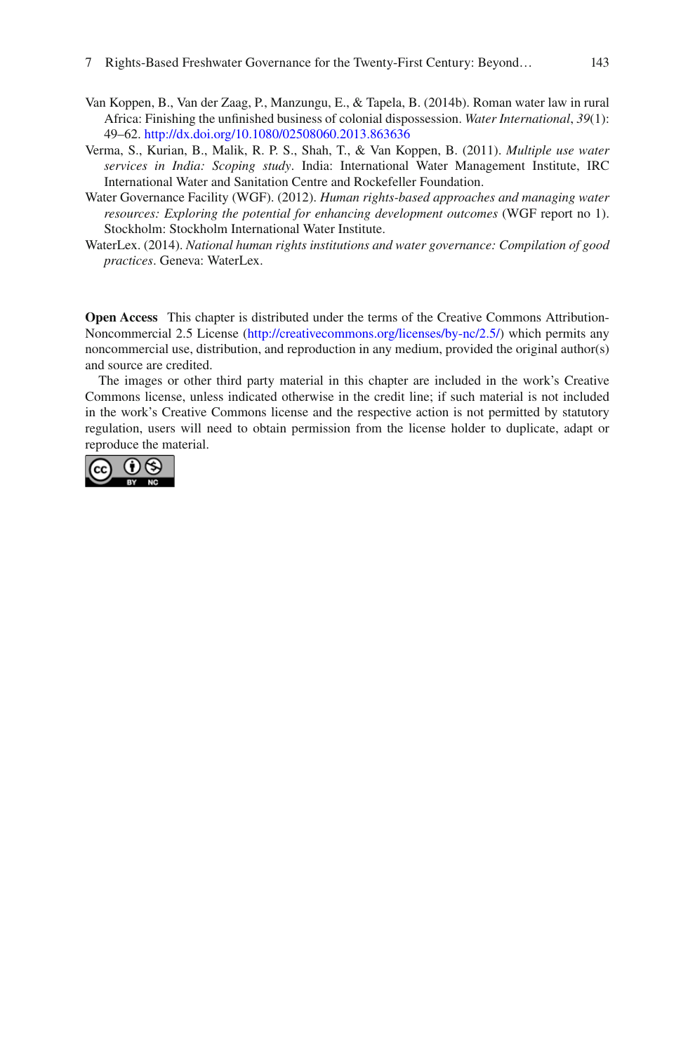Van Koppen, B., Van der Zaag, P., Manzungu, E., & Tapela, B. (2014b). Roman water law in rural Africa: Finishing the unfinished business of colonial dispossession. *Water International*, *39*(1): 49–62. http://dx.doi.org/10.1080/02508060.2013.863636

Verma, S., Kurian, B., Malik, R. P. S., Shah, T., & Van Koppen, B. (2011). *Multiple use water services in India: Scoping study*. India: International Water Management Institute, IRC International Water and Sanitation Centre and Rockefeller Foundation.

Water Governance Facility (WGF). (2012). *Human rights-based approaches and managing water resources: Exploring the potential for enhancing development outcomes* (WGF report no 1). Stockholm: Stockholm International Water Institute.

WaterLex. (2014). *National human rights institutions and water governance: Compilation of good practices*. Geneva: WaterLex.

**Open Access** This chapter is distributed under the terms of the Creative Commons Attribution-Noncommercial 2.5 License (http://creativecommons.org/licenses/by-nc/2.5/) which permits any noncommercial use, distribution, and reproduction in any medium, provided the original author(s) and source are credited.

The images or other third party material in this chapter are included in the work's Creative Commons license, unless indicated otherwise in the credit line; if such material is not included in the work's Creative Commons license and the respective action is not permitted by statutory regulation, users will need to obtain permission from the license holder to duplicate, adapt or reproduce the material.